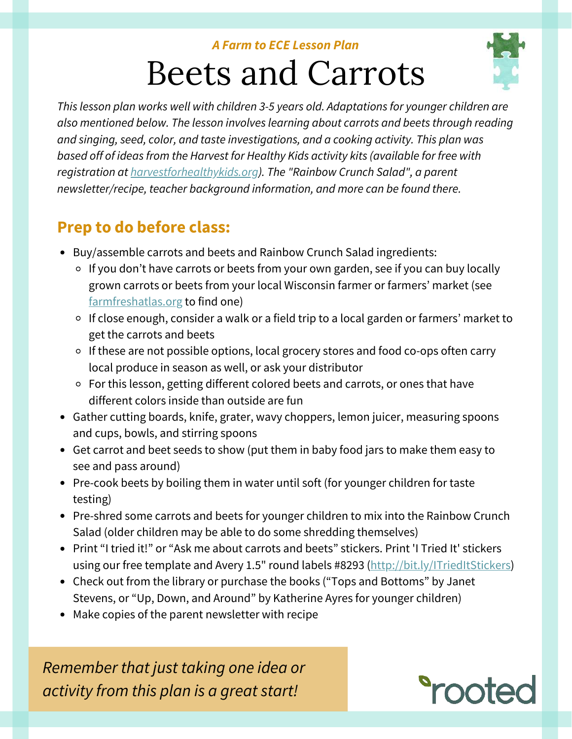*A Farm to ECE Lesson Plan*

# Beets and Carrots

*This lesson plan works well with children 3-5 years old. Adaptations for younger children are also mentioned below. The lesson involves learning about carrots and beets through reading and singing, seed, color, and taste investigations, and a cooking activity. This plan was based off of ideas from the Harvest for Healthy Kids activity kits (available for free with registration at harvestforhealthykids.org). The "Rainbow Crunch Salad", a parent newsletter/recipe, teacher background information, and more can be found there.*

## Prep to do before class:

- Buy/assemble carrots and beets and Rainbow Crunch Salad ingredients:
  - If you don't have carrots or beets from your own garden, see if you can buy locally grown carrots or beets from your local Wisconsin farmer or farmers' market (see farmfreshatlas.org to find one)
  - If close enough, consider a walk or a field trip to a local garden or farmers' market to get the carrots and beets
  - If these are not possible options, local grocery stores and food co-ops often carry local produce in season as well, or ask your distributor
  - For this lesson, getting different colored beets and carrots, or ones that have different colors inside than outside are fun
- Gather cutting boards, knife, grater, wavy choppers, lemon juicer, measuring spoons and cups, bowls, and stirring spoons
- Get carrot and beet seeds to show (put them in baby food jars to make them easy to see and pass around)
- Pre-cook beets by boiling them in water until soft (for younger children for taste testing)
- Pre-shred some carrots and beets for younger children to mix into the Rainbow Crunch Salad (older children may be able to do some shredding themselves)
- Print "I tried it!" or "Ask me about carrots and beets" stickers. Print 'I Tried It' stickers using our free template and Avery 1.5" round labels #8293 (http://bit.ly/ITriedItStickers)
- Check out from the library or purchase the books ("Tops and Bottoms" by Janet Stevens, or "Up, Down, and Around" by Katherine Ayres for younger children)
- Make copies of the parent newsletter with recipe

*Remember that just taking one idea or activity from this plan is a great start!*

rooted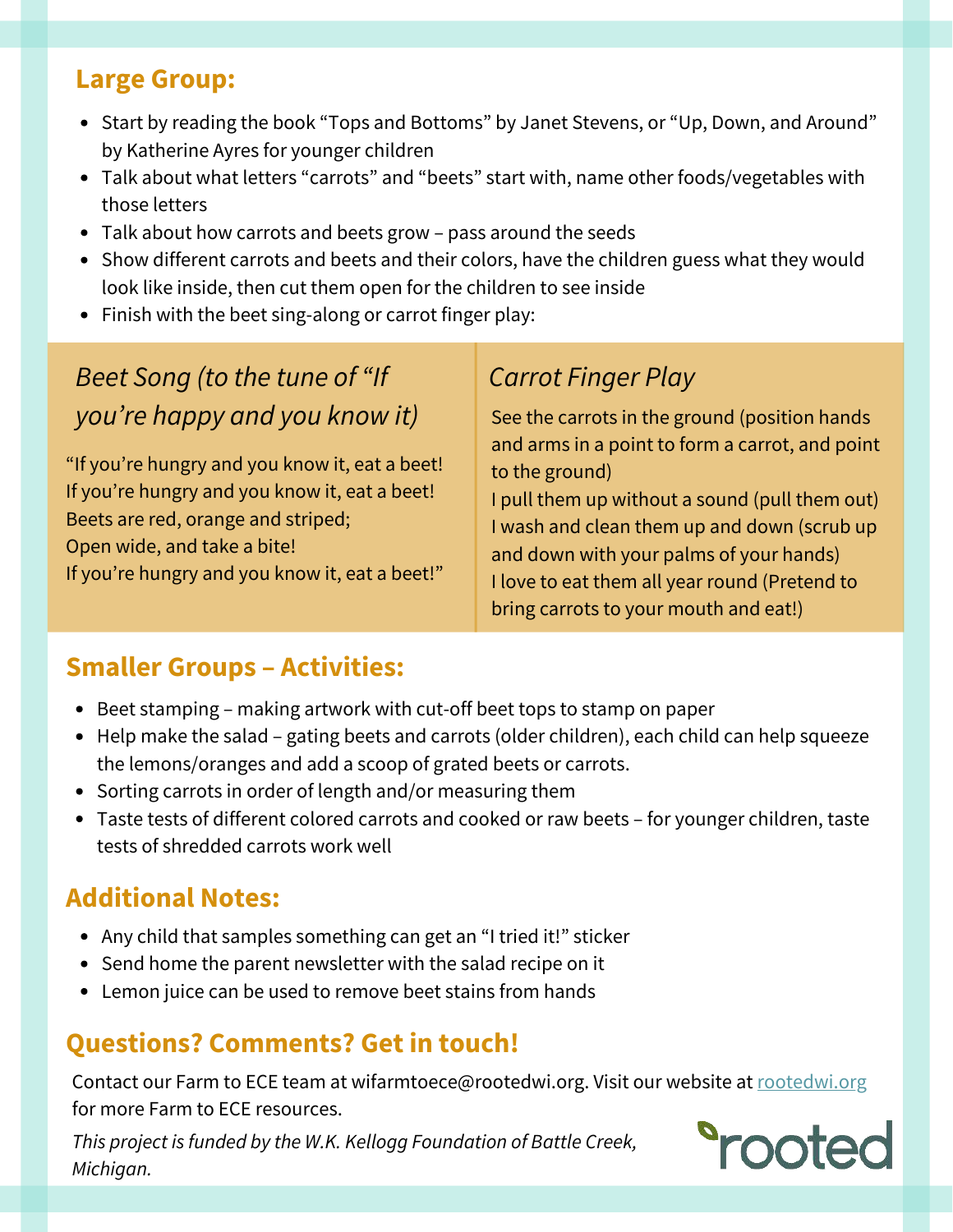## Large Group:

- Start by reading the book "Tops and Bottoms" by Janet Stevens, or "Up, Down, and Around" by Katherine Ayres for younger children
- Talk about what letters "carrots" and "beets" start with, name other foods/vegetables with those letters
- Talk about how carrots and beets grow – pass around the seeds
- Show different carrots and beets and their colors, have the children guess what they would look like inside, then cut them open for the children to see inside
- Finish with the beet sing-along or carrot finger play:

### *Beet Song (to the tune of "If you're happy and you know it)*

"If you're hungry and you know it, eat a beet!
If you're hungry and you know it, eat a beet!
Beets are red, orange and striped;
Open wide, and take a bite!
If you're hungry and you know it, eat a beet!"

### *Carrot Finger Play*

See the carrots in the ground (position hands and arms in a point to form a carrot, and point to the ground)
I pull them up without a sound (pull them out)
I wash and clean them up and down (scrub up and down with your palms of your hands)
I love to eat them all year round (Pretend to bring carrots to your mouth and eat!)

## Smaller Groups – Activities:

- Beet stamping – making artwork with cut-off beet tops to stamp on paper
- Help make the salad – gating beets and carrots (older children), each child can help squeeze the lemons/oranges and add a scoop of grated beets or carrots.
- Sorting carrots in order of length and/or measuring them
- Taste tests of different colored carrots and cooked or raw beets – for younger children, taste tests of shredded carrots work well

## Additional Notes:

- Any child that samples something can get an "I tried it!" sticker
- Send home the parent newsletter with the salad recipe on it
- Lemon juice can be used to remove beet stains from hands

## Questions? Comments? Get in touch!

Contact our Farm to ECE team at wifarmtoece@rootedwi.org. Visit our website at rootedwi.org for more Farm to ECE resources.

*This project is funded by the W.K. Kellogg Foundation of Battle Creek, Michigan.*

rooted